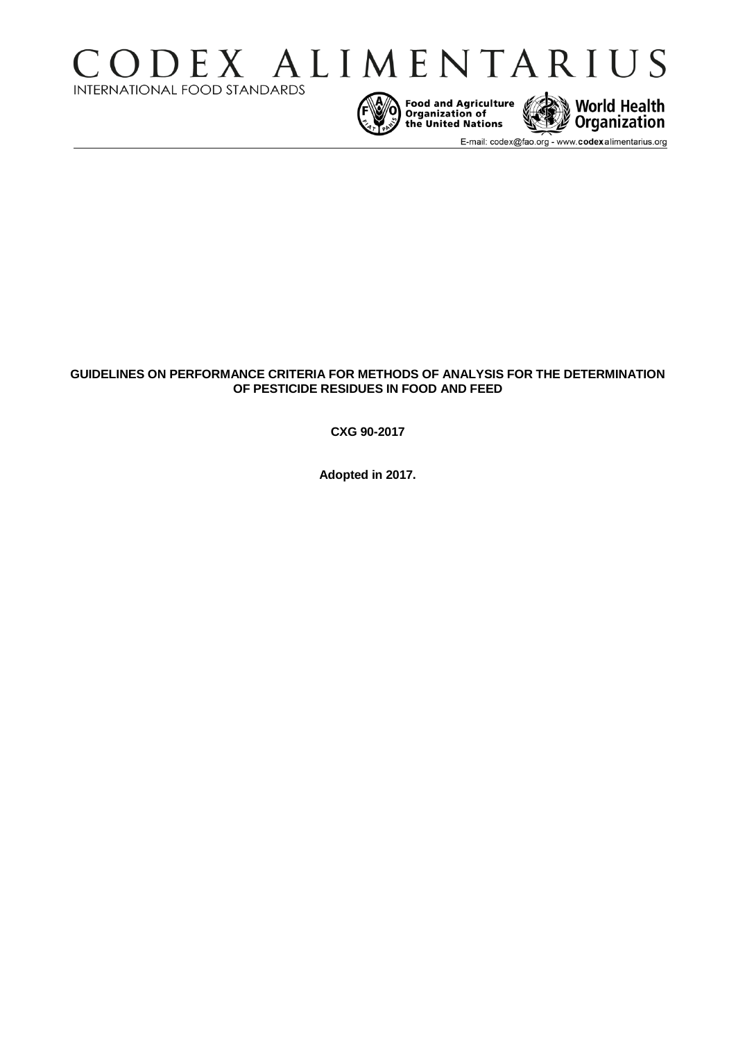# CODEX ALIMENTARIUS

INTERNATIONAL FOOD STANDARDS

Food and Agriculture Organization of the United Nations

World Health Organization

E-mail: codex@fao.org - www.codexalimentarius.org

**GUIDELINES ON PERFORMANCE CRITERIA FOR METHODS OF ANALYSIS FOR THE DETERMINATION OF PESTICIDE RESIDUES IN FOOD AND FEED**

**CXG 90-2017**

**Adopted in 2017.**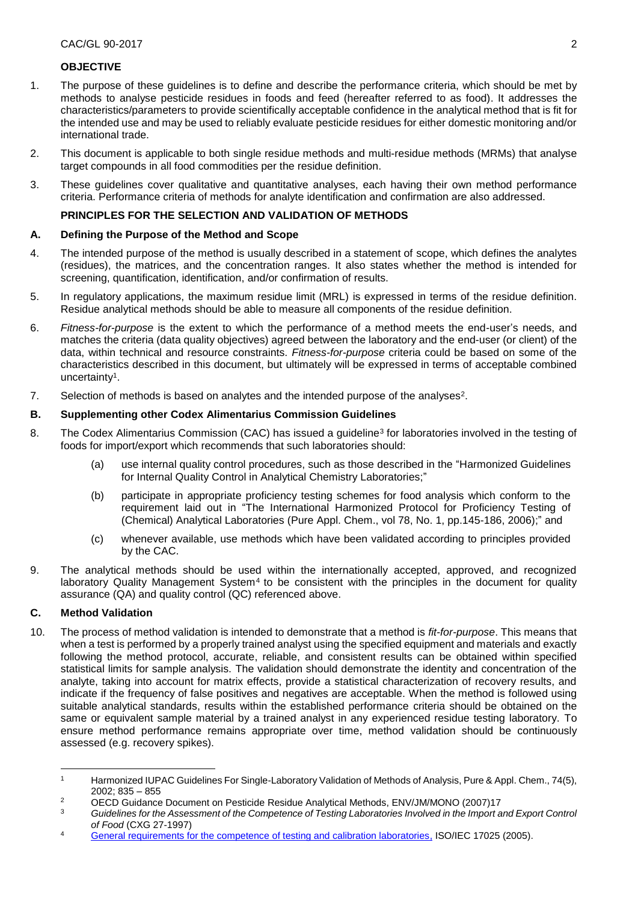## OBJECTIVE

1. The purpose of these guidelines is to define and describe the performance criteria, which should be met by methods to analyse pesticide residues in foods and feed (hereafter referred to as food). It addresses the characteristics/parameters to provide scientifically acceptable confidence in the analytical method that is fit for the intended use and may be used to reliably evaluate pesticide residues for either domestic monitoring and/or international trade.

2. This document is applicable to both single residue methods and multi-residue methods (MRMs) that analyse target compounds in all food commodities per the residue definition.

3. These guidelines cover qualitative and quantitative analyses, each having their own method performance criteria. Performance criteria of methods for analyte identification and confirmation are also addressed.

## PRINCIPLES FOR THE SELECTION AND VALIDATION OF METHODS

### A. Defining the Purpose of the Method and Scope

4. The intended purpose of the method is usually described in a statement of scope, which defines the analytes (residues), the matrices, and the concentration ranges. It also states whether the method is intended for screening, quantification, identification, and/or confirmation of results.

5. In regulatory applications, the maximum residue limit (MRL) is expressed in terms of the residue definition. Residue analytical methods should be able to measure all components of the residue definition.

6. *Fitness-for-purpose* is the extent to which the performance of a method meets the end-user's needs, and matches the criteria (data quality objectives) agreed between the laboratory and the end-user (or client) of the data, within technical and resource constraints. *Fitness-for-purpose* criteria could be based on some of the characteristics described in this document, but ultimately will be expressed in terms of acceptable combined uncertainty[1].

7. Selection of methods is based on analytes and the intended purpose of the analyses[2].

### B. Supplementing other Codex Alimentarius Commission Guidelines

8. The Codex Alimentarius Commission (CAC) has issued a guideline[3] for laboratories involved in the testing of foods for import/export which recommends that such laboratories should:

   (a) use internal quality control procedures, such as those described in the "Harmonized Guidelines for Internal Quality Control in Analytical Chemistry Laboratories;"

   (b) participate in appropriate proficiency testing schemes for food analysis which conform to the requirement laid out in "The International Harmonized Protocol for Proficiency Testing of (Chemical) Analytical Laboratories (Pure Appl. Chem., vol 78, No. 1, pp.145-186, 2006);" and

   (c) whenever available, use methods which have been validated according to principles provided by the CAC.

9. The analytical methods should be used within the internationally accepted, approved, and recognized laboratory Quality Management System[4] to be consistent with the principles in the document for quality assurance (QA) and quality control (QC) referenced above.

### C. Method Validation

10. The process of method validation is intended to demonstrate that a method is *fit-for-purpose*. This means that when a test is performed by a properly trained analyst using the specified equipment and materials and exactly following the method protocol, accurate, reliable, and consistent results can be obtained within specified statistical limits for sample analysis. The validation should demonstrate the identity and concentration of the analyte, taking into account for matrix effects, provide a statistical characterization of recovery results, and indicate if the frequency of false positives and negatives are acceptable. When the method is followed using suitable analytical standards, results within the established performance criteria should be obtained on the same or equivalent sample material by a trained analyst in any experienced residue testing laboratory. To ensure method performance remains appropriate over time, method validation should be continuously assessed (e.g. recovery spikes).

---

[1] Harmonized IUPAC Guidelines For Single-Laboratory Validation of Methods of Analysis, Pure & Appl. Chem., 74(5), 2002; 835 – 855

[2] OECD Guidance Document on Pesticide Residue Analytical Methods, ENV/JM/MONO (2007)17

[3] *Guidelines for the Assessment of the Competence of Testing Laboratories Involved in the Import and Export Control of Food* (CXG 27-1997)

[4] General requirements for the competence of testing and calibration laboratories, ISO/IEC 17025 (2005).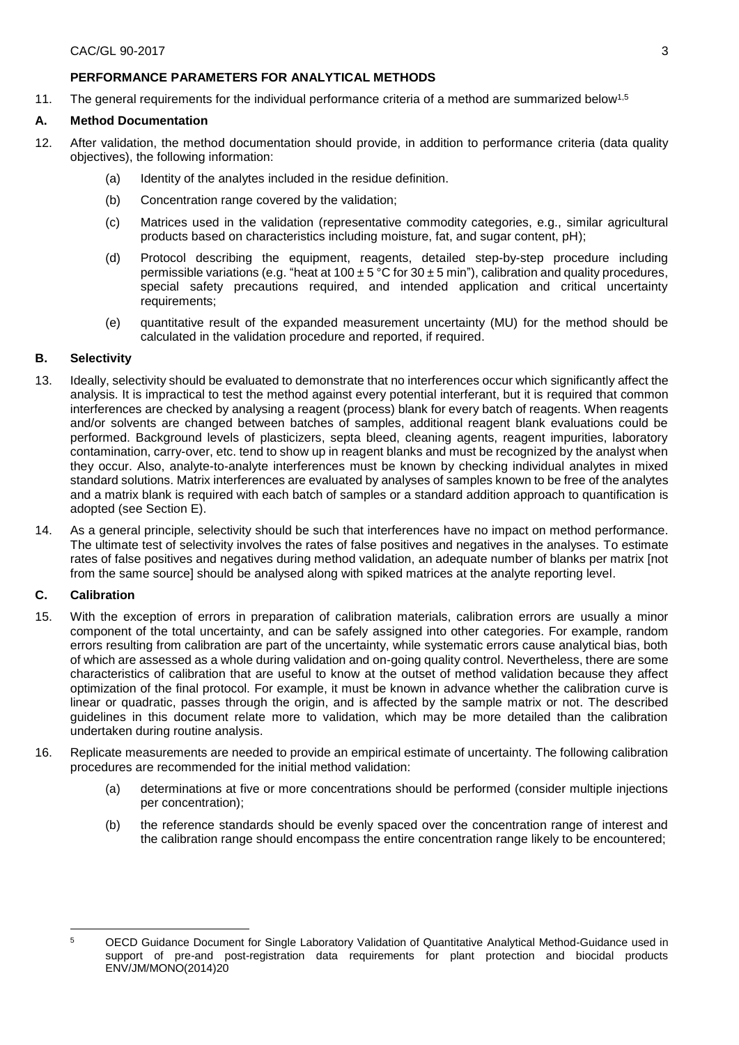## PERFORMANCE PARAMETERS FOR ANALYTICAL METHODS

11. The general requirements for the individual performance criteria of a method are summarized below[1,5]

### A. Method Documentation

12. After validation, the method documentation should provide, in addition to performance criteria (data quality objectives), the following information:

    (a) Identity of the analytes included in the residue definition.

    (b) Concentration range covered by the validation;

    (c) Matrices used in the validation (representative commodity categories, e.g., similar agricultural products based on characteristics including moisture, fat, and sugar content, pH);

    (d) Protocol describing the equipment, reagents, detailed step-by-step procedure including permissible variations (e.g. "heat at $100 \pm 5$ °C for $30 \pm 5$ min"), calibration and quality procedures, special safety precautions required, and intended application and critical uncertainty requirements;

    (e) quantitative result of the expanded measurement uncertainty (MU) for the method should be calculated in the validation procedure and reported, if required.

### B. Selectivity

13. Ideally, selectivity should be evaluated to demonstrate that no interferences occur which significantly affect the analysis. It is impractical to test the method against every potential interferant, but it is required that common interferences are checked by analysing a reagent (process) blank for every batch of reagents. When reagents and/or solvents are changed between batches of samples, additional reagent blank evaluations could be performed. Background levels of plasticizers, septa bleed, cleaning agents, reagent impurities, laboratory contamination, carry-over, etc. tend to show up in reagent blanks and must be recognized by the analyst when they occur. Also, analyte-to-analyte interferences must be known by checking individual analytes in mixed standard solutions. Matrix interferences are evaluated by analyses of samples known to be free of the analytes and a matrix blank is required with each batch of samples or a standard addition approach to quantification is adopted (see Section E).

14. As a general principle, selectivity should be such that interferences have no impact on method performance. The ultimate test of selectivity involves the rates of false positives and negatives in the analyses. To estimate rates of false positives and negatives during method validation, an adequate number of blanks per matrix [not from the same source] should be analysed along with spiked matrices at the analyte reporting level.

### C. Calibration

15. With the exception of errors in preparation of calibration materials, calibration errors are usually a minor component of the total uncertainty, and can be safely assigned into other categories. For example, random errors resulting from calibration are part of the uncertainty, while systematic errors cause analytical bias, both of which are assessed as a whole during validation and on-going quality control. Nevertheless, there are some characteristics of calibration that are useful to know at the outset of method validation because they affect optimization of the final protocol. For example, it must be known in advance whether the calibration curve is linear or quadratic, passes through the origin, and is affected by the sample matrix or not. The described guidelines in this document relate more to validation, which may be more detailed than the calibration undertaken during routine analysis.

16. Replicate measurements are needed to provide an empirical estimate of uncertainty. The following calibration procedures are recommended for the initial method validation:

    (a) determinations at five or more concentrations should be performed (consider multiple injections per concentration);

    (b) the reference standards should be evenly spaced over the concentration range of interest and the calibration range should encompass the entire concentration range likely to be encountered;

---

[5] OECD Guidance Document for Single Laboratory Validation of Quantitative Analytical Method-Guidance used in support of pre-and post-registration data requirements for plant protection and biocidal products ENV/JM/MONO(2014)20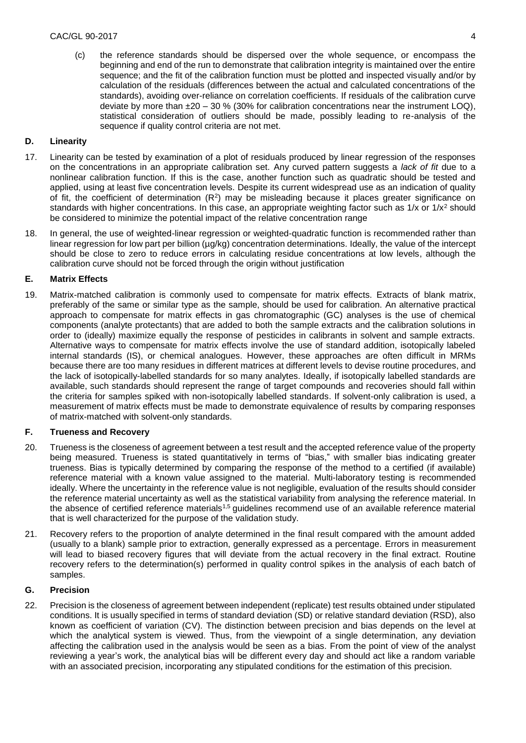(c) the reference standards should be dispersed over the whole sequence, or encompass the beginning and end of the run to demonstrate that calibration integrity is maintained over the entire sequence; and the fit of the calibration function must be plotted and inspected visually and/or by calculation of the residuals (differences between the actual and calculated concentrations of the standards), avoiding over-reliance on correlation coefficients. If residuals of the calibration curve deviate by more than ±20 – 30 % (30% for calibration concentrations near the instrument LOQ), statistical consideration of outliers should be made, possibly leading to re-analysis of the sequence if quality control criteria are not met.

### D. Linearity

17. Linearity can be tested by examination of a plot of residuals produced by linear regression of the responses on the concentrations in an appropriate calibration set. Any curved pattern suggests a *lack of fit* due to a nonlinear calibration function. If this is the case, another function such as quadratic should be tested and applied, using at least five concentration levels. Despite its current widespread use as an indication of quality of fit, the coefficient of determination ($R^2$) may be misleading because it places greater significance on standards with higher concentrations. In this case, an appropriate weighting factor such as $1/x$ or $1/x^2$ should be considered to minimize the potential impact of the relative concentration range

18. In general, the use of weighted-linear regression or weighted-quadratic function is recommended rather than linear regression for low part per billion (µg/kg) concentration determinations. Ideally, the value of the intercept should be close to zero to reduce errors in calculating residue concentrations at low levels, although the calibration curve should not be forced through the origin without justification

### E. Matrix Effects

19. Matrix-matched calibration is commonly used to compensate for matrix effects. Extracts of blank matrix, preferably of the same or similar type as the sample, should be used for calibration. An alternative practical approach to compensate for matrix effects in gas chromatographic (GC) analyses is the use of chemical components (analyte protectants) that are added to both the sample extracts and the calibration solutions in order to (ideally) maximize equally the response of pesticides in calibrants in solvent and sample extracts. Alternative ways to compensate for matrix effects involve the use of standard addition, isotopically labeled internal standards (IS), or chemical analogues. However, these approaches are often difficult in MRMs because there are too many residues in different matrices at different levels to devise routine procedures, and the lack of isotopically-labelled standards for so many analytes. Ideally, if isotopically labelled standards are available, such standards should represent the range of target compounds and recoveries should fall within the criteria for samples spiked with non-isotopically labelled standards. If solvent-only calibration is used, a measurement of matrix effects must be made to demonstrate equivalence of results by comparing responses of matrix-matched with solvent-only standards.

### F. Trueness and Recovery

20. Trueness is the closeness of agreement between a test result and the accepted reference value of the property being measured. Trueness is stated quantitatively in terms of "bias," with smaller bias indicating greater trueness. Bias is typically determined by comparing the response of the method to a certified (if available) reference material with a known value assigned to the material. Multi-laboratory testing is recommended ideally. Where the uncertainty in the reference value is not negligible, evaluation of the results should consider the reference material uncertainty as well as the statistical variability from analysing the reference material. In the absence of certified reference materials[1,5] guidelines recommend use of an available reference material that is well characterized for the purpose of the validation study.

21. Recovery refers to the proportion of analyte determined in the final result compared with the amount added (usually to a blank) sample prior to extraction, generally expressed as a percentage. Errors in measurement will lead to biased recovery figures that will deviate from the actual recovery in the final extract. Routine recovery refers to the determination(s) performed in quality control spikes in the analysis of each batch of samples.

### G. Precision

22. Precision is the closeness of agreement between independent (replicate) test results obtained under stipulated conditions. It is usually specified in terms of standard deviation (SD) or relative standard deviation (RSD), also known as coefficient of variation (CV). The distinction between precision and bias depends on the level at which the analytical system is viewed. Thus, from the viewpoint of a single determination, any deviation affecting the calibration used in the analysis would be seen as a bias. From the point of view of the analyst reviewing a year's work, the analytical bias will be different every day and should act like a random variable with an associated precision, incorporating any stipulated conditions for the estimation of this precision.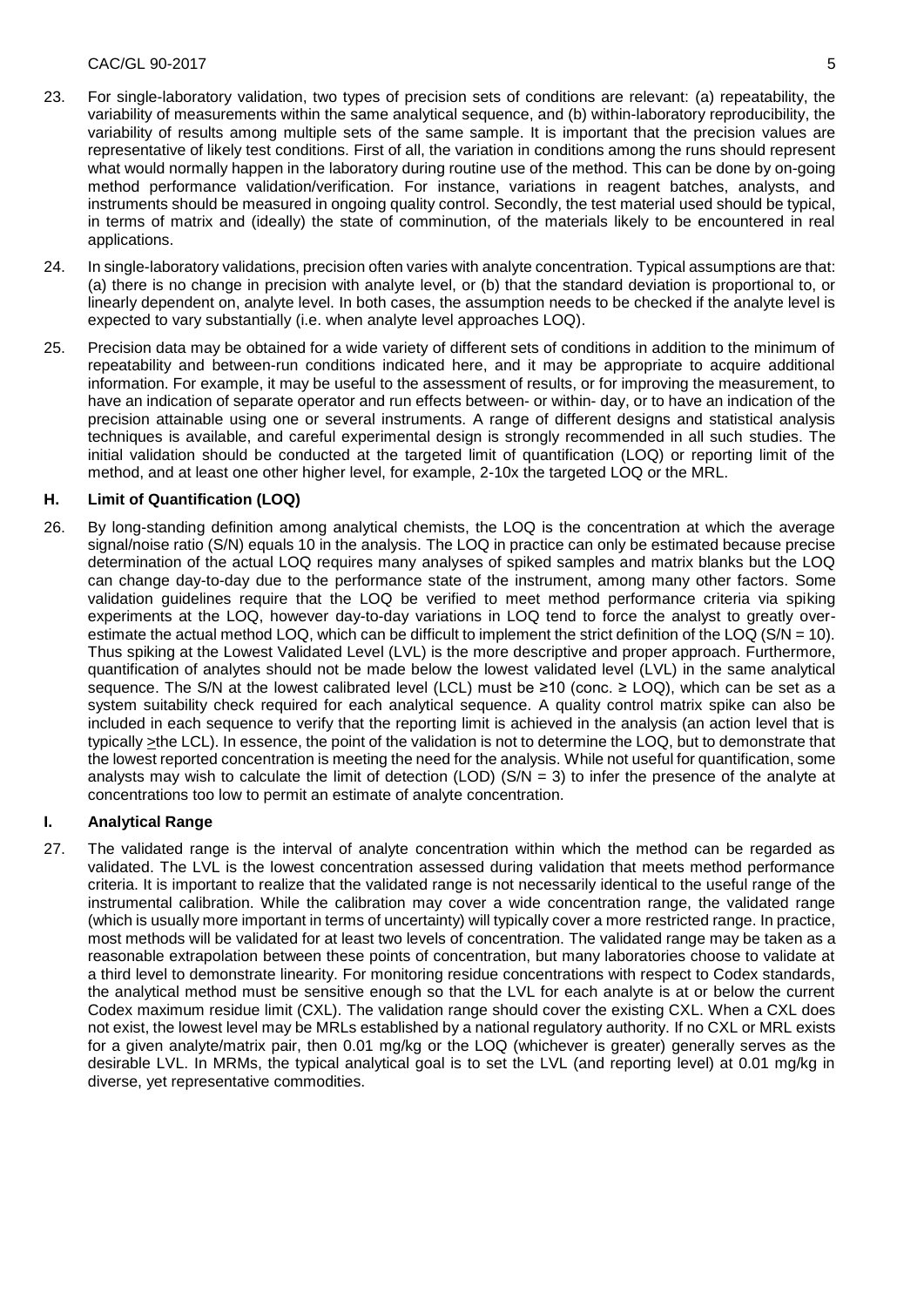23. For single-laboratory validation, two types of precision sets of conditions are relevant: (a) repeatability, the variability of measurements within the same analytical sequence, and (b) within-laboratory reproducibility, the variability of results among multiple sets of the same sample. It is important that the precision values are representative of likely test conditions. First of all, the variation in conditions among the runs should represent what would normally happen in the laboratory during routine use of the method. This can be done by on-going method performance validation/verification. For instance, variations in reagent batches, analysts, and instruments should be measured in ongoing quality control. Secondly, the test material used should be typical, in terms of matrix and (ideally) the state of comminution, of the materials likely to be encountered in real applications.

24. In single-laboratory validations, precision often varies with analyte concentration. Typical assumptions are that: (a) there is no change in precision with analyte level, or (b) that the standard deviation is proportional to, or linearly dependent on, analyte level. In both cases, the assumption needs to be checked if the analyte level is expected to vary substantially (i.e. when analyte level approaches LOQ).

25. Precision data may be obtained for a wide variety of different sets of conditions in addition to the minimum of repeatability and between-run conditions indicated here, and it may be appropriate to acquire additional information. For example, it may be useful to the assessment of results, or for improving the measurement, to have an indication of separate operator and run effects between- or within- day, or to have an indication of the precision attainable using one or several instruments. A range of different designs and statistical analysis techniques is available, and careful experimental design is strongly recommended in all such studies. The initial validation should be conducted at the targeted limit of quantification (LOQ) or reporting limit of the method, and at least one other higher level, for example, 2-10x the targeted LOQ or the MRL.

### H. Limit of Quantification (LOQ)

26. By long-standing definition among analytical chemists, the LOQ is the concentration at which the average signal/noise ratio (S/N) equals 10 in the analysis. The LOQ in practice can only be estimated because precise determination of the actual LOQ requires many analyses of spiked samples and matrix blanks but the LOQ can change day-to-day due to the performance state of the instrument, among many other factors. Some validation guidelines require that the LOQ be verified to meet method performance criteria via spiking experiments at the LOQ, however day-to-day variations in LOQ tend to force the analyst to greatly over-estimate the actual method LOQ, which can be difficult to implement the strict definition of the LOQ (S/N = 10). Thus spiking at the Lowest Validated Level (LVL) is the more descriptive and proper approach. Furthermore, quantification of analytes should not be made below the lowest validated level (LVL) in the same analytical sequence. The S/N at the lowest calibrated level (LCL) must be ≥10 (conc. ≥ LOQ), which can be set as a system suitability check required for each analytical sequence. A quality control matrix spike can also be included in each sequence to verify that the reporting limit is achieved in the analysis (an action level that is typically ≥the LCL). In essence, the point of the validation is not to determine the LOQ, but to demonstrate that the lowest reported concentration is meeting the need for the analysis. While not useful for quantification, some analysts may wish to calculate the limit of detection (LOD) (S/N = 3) to infer the presence of the analyte at concentrations too low to permit an estimate of analyte concentration.

### I. Analytical Range

27. The validated range is the interval of analyte concentration within which the method can be regarded as validated. The LVL is the lowest concentration assessed during validation that meets method performance criteria. It is important to realize that the validated range is not necessarily identical to the useful range of the instrumental calibration. While the calibration may cover a wide concentration range, the validated range (which is usually more important in terms of uncertainty) will typically cover a more restricted range. In practice, most methods will be validated for at least two levels of concentration. The validated range may be taken as a reasonable extrapolation between these points of concentration, but many laboratories choose to validate at a third level to demonstrate linearity. For monitoring residue concentrations with respect to Codex standards, the analytical method must be sensitive enough so that the LVL for each analyte is at or below the current Codex maximum residue limit (CXL). The validation range should cover the existing CXL. When a CXL does not exist, the lowest level may be MRLs established by a national regulatory authority. If no CXL or MRL exists for a given analyte/matrix pair, then 0.01 mg/kg or the LOQ (whichever is greater) generally serves as the desirable LVL. In MRMs, the typical analytical goal is to set the LVL (and reporting level) at 0.01 mg/kg in diverse, yet representative commodities.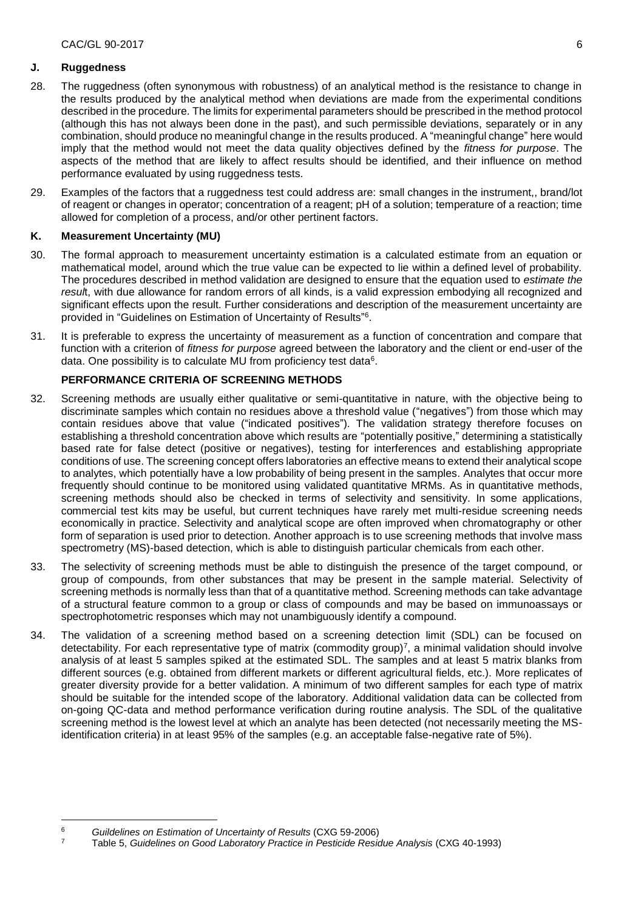### J. Ruggedness

28. The ruggedness (often synonymous with robustness) of an analytical method is the resistance to change in the results produced by the analytical method when deviations are made from the experimental conditions described in the procedure. The limits for experimental parameters should be prescribed in the method protocol (although this has not always been done in the past), and such permissible deviations, separately or in any combination, should produce no meaningful change in the results produced. A "meaningful change" here would imply that the method would not meet the data quality objectives defined by the *fitness for purpose*. The aspects of the method that are likely to affect results should be identified, and their influence on method performance evaluated by using ruggedness tests.

29. Examples of the factors that a ruggedness test could address are: small changes in the instrument,, brand/lot of reagent or changes in operator; concentration of a reagent; pH of a solution; temperature of a reaction; time allowed for completion of a process, and/or other pertinent factors.

### K. Measurement Uncertainty (MU)

30. The formal approach to measurement uncertainty estimation is a calculated estimate from an equation or mathematical model, around which the true value can be expected to lie within a defined level of probability. The procedures described in method validation are designed to ensure that the equation used to *estimate the result*, with due allowance for random errors of all kinds, is a valid expression embodying all recognized and significant effects upon the result. Further considerations and description of the measurement uncertainty are provided in "Guidelines on Estimation of Uncertainty of Results"[6].

31. It is preferable to express the uncertainty of measurement as a function of concentration and compare that function with a criterion of *fitness for purpose* agreed between the laboratory and the client or end-user of the data. One possibility is to calculate MU from proficiency test data[6].

## PERFORMANCE CRITERIA OF SCREENING METHODS

32. Screening methods are usually either qualitative or semi-quantitative in nature, with the objective being to discriminate samples which contain no residues above a threshold value ("negatives") from those which may contain residues above that value ("indicated positives"). The validation strategy therefore focuses on establishing a threshold concentration above which results are "potentially positive," determining a statistically based rate for false detect (positive or negatives), testing for interferences and establishing appropriate conditions of use. The screening concept offers laboratories an effective means to extend their analytical scope to analytes, which potentially have a low probability of being present in the samples. Analytes that occur more frequently should continue to be monitored using validated quantitative MRMs. As in quantitative methods, screening methods should also be checked in terms of selectivity and sensitivity. In some applications, commercial test kits may be useful, but current techniques have rarely met multi-residue screening needs economically in practice. Selectivity and analytical scope are often improved when chromatography or other form of separation is used prior to detection. Another approach is to use screening methods that involve mass spectrometry (MS)-based detection, which is able to distinguish particular chemicals from each other.

33. The selectivity of screening methods must be able to distinguish the presence of the target compound, or group of compounds, from other substances that may be present in the sample material. Selectivity of screening methods is normally less than that of a quantitative method. Screening methods can take advantage of a structural feature common to a group or class of compounds and may be based on immunoassays or spectrophotometric responses which may not unambiguously identify a compound.

34. The validation of a screening method based on a screening detection limit (SDL) can be focused on detectability. For each representative type of matrix (commodity group)[7], a minimal validation should involve analysis of at least 5 samples spiked at the estimated SDL. The samples and at least 5 matrix blanks from different sources (e.g. obtained from different markets or different agricultural fields, etc.). More replicates of greater diversity provide for a better validation. A minimum of two different samples for each type of matrix should be suitable for the intended scope of the laboratory. Additional validation data can be collected from on-going QC-data and method performance verification during routine analysis. The SDL of the qualitative screening method is the lowest level at which an analyte has been detected (not necessarily meeting the MS-identification criteria) in at least 95% of the samples (e.g. an acceptable false-negative rate of 5%).

---

[6] *Guildelines on Estimation of Uncertainty of Results* (CXG 59-2006)

[7] Table 5, *Guidelines on Good Laboratory Practice in Pesticide Residue Analysis* (CXG 40-1993)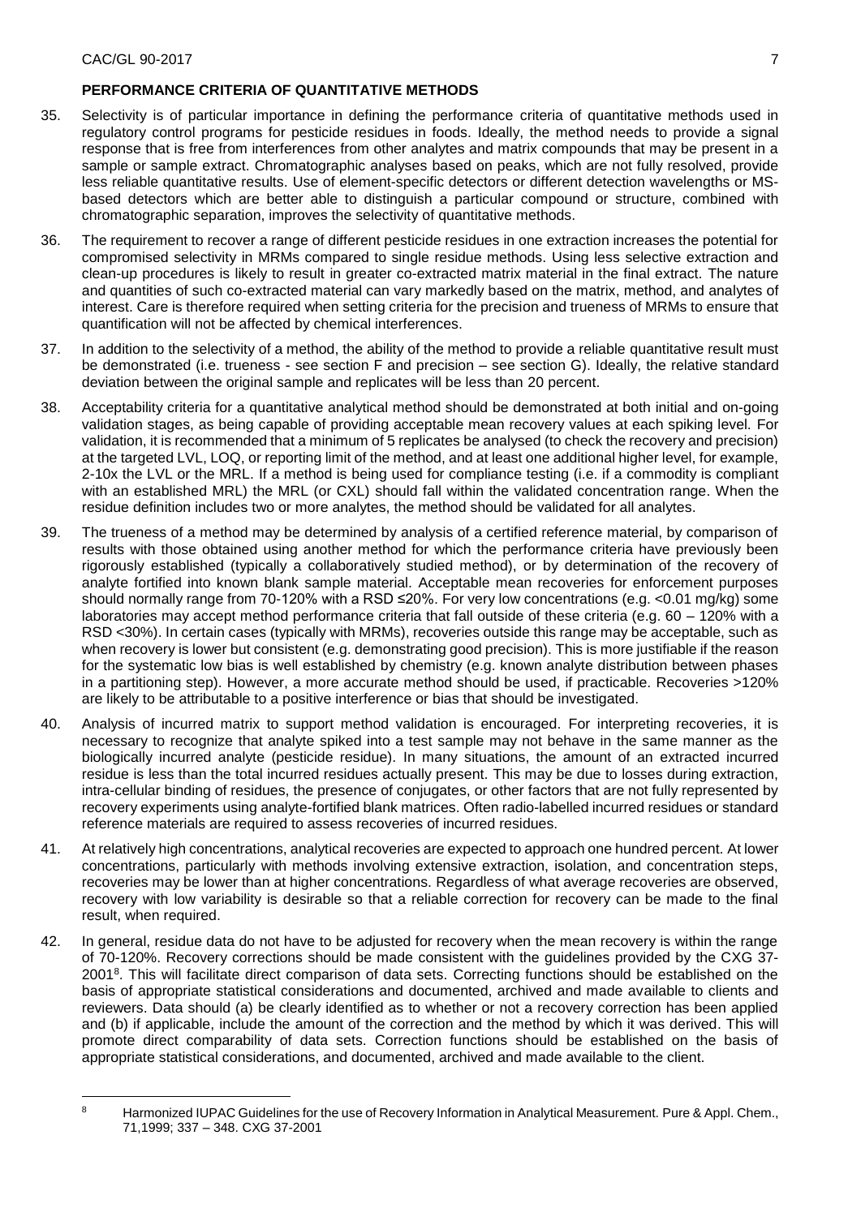**PERFORMANCE CRITERIA OF QUANTITATIVE METHODS**

35. Selectivity is of particular importance in defining the performance criteria of quantitative methods used in regulatory control programs for pesticide residues in foods. Ideally, the method needs to provide a signal response that is free from interferences from other analytes and matrix compounds that may be present in a sample or sample extract. Chromatographic analyses based on peaks, which are not fully resolved, provide less reliable quantitative results. Use of element-specific detectors or different detection wavelengths or MS-based detectors which are better able to distinguish a particular compound or structure, combined with chromatographic separation, improves the selectivity of quantitative methods.

36. The requirement to recover a range of different pesticide residues in one extraction increases the potential for compromised selectivity in MRMs compared to single residue methods. Using less selective extraction and clean-up procedures is likely to result in greater co-extracted matrix material in the final extract. The nature and quantities of such co-extracted material can vary markedly based on the matrix, method, and analytes of interest. Care is therefore required when setting criteria for the precision and trueness of MRMs to ensure that quantification will not be affected by chemical interferences.

37. In addition to the selectivity of a method, the ability of the method to provide a reliable quantitative result must be demonstrated (i.e. trueness - see section F and precision – see section G). Ideally, the relative standard deviation between the original sample and replicates will be less than 20 percent.

38. Acceptability criteria for a quantitative analytical method should be demonstrated at both initial and on-going validation stages, as being capable of providing acceptable mean recovery values at each spiking level. For validation, it is recommended that a minimum of 5 replicates be analysed (to check the recovery and precision) at the targeted LVL, LOQ, or reporting limit of the method, and at least one additional higher level, for example, 2-10x the LVL or the MRL. If a method is being used for compliance testing (i.e. if a commodity is compliant with an established MRL) the MRL (or CXL) should fall within the validated concentration range. When the residue definition includes two or more analytes, the method should be validated for all analytes.

39. The trueness of a method may be determined by analysis of a certified reference material, by comparison of results with those obtained using another method for which the performance criteria have previously been rigorously established (typically a collaboratively studied method), or by determination of the recovery of analyte fortified into known blank sample material. Acceptable mean recoveries for enforcement purposes should normally range from 70-120% with a RSD ≤20%. For very low concentrations (e.g. <0.01 mg/kg) some laboratories may accept method performance criteria that fall outside of these criteria (e.g. 60 – 120% with a RSD <30%). In certain cases (typically with MRMs), recoveries outside this range may be acceptable, such as when recovery is lower but consistent (e.g. demonstrating good precision). This is more justifiable if the reason for the systematic low bias is well established by chemistry (e.g. known analyte distribution between phases in a partitioning step). However, a more accurate method should be used, if practicable. Recoveries >120% are likely to be attributable to a positive interference or bias that should be investigated.

40. Analysis of incurred matrix to support method validation is encouraged. For interpreting recoveries, it is necessary to recognize that analyte spiked into a test sample may not behave in the same manner as the biologically incurred analyte (pesticide residue). In many situations, the amount of an extracted incurred residue is less than the total incurred residues actually present. This may be due to losses during extraction, intra-cellular binding of residues, the presence of conjugates, or other factors that are not fully represented by recovery experiments using analyte-fortified blank matrices. Often radio-labelled incurred residues or standard reference materials are required to assess recoveries of incurred residues.

41. At relatively high concentrations, analytical recoveries are expected to approach one hundred percent. At lower concentrations, particularly with methods involving extensive extraction, isolation, and concentration steps, recoveries may be lower than at higher concentrations. Regardless of what average recoveries are observed, recovery with low variability is desirable so that a reliable correction for recovery can be made to the final result, when required.

42. In general, residue data do not have to be adjusted for recovery when the mean recovery is within the range of 70-120%. Recovery corrections should be made consistent with the guidelines provided by the CXG 37-2001[8]. This will facilitate direct comparison of data sets. Correcting functions should be established on the basis of appropriate statistical considerations and documented, archived and made available to clients and reviewers. Data should (a) be clearly identified as to whether or not a recovery correction has been applied and (b) if applicable, include the amount of the correction and the method by which it was derived. This will promote direct comparability of data sets. Correction functions should be established on the basis of appropriate statistical considerations, and documented, archived and made available to the client.

[8] Harmonized IUPAC Guidelines for the use of Recovery Information in Analytical Measurement. Pure & Appl. Chem., 71,1999; 337 – 348. CXG 37-2001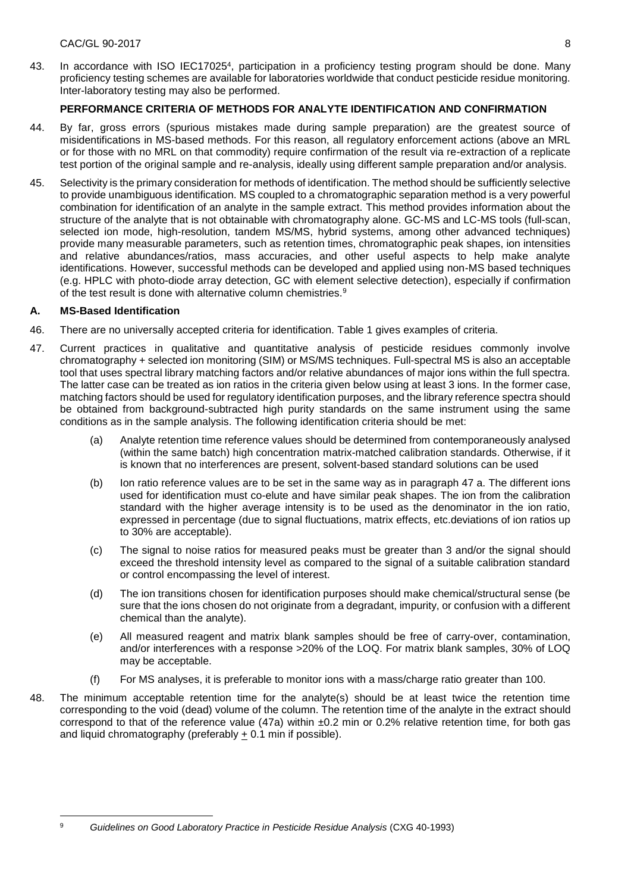43. In accordance with ISO IEC17025[4], participation in a proficiency testing program should be done. Many proficiency testing schemes are available for laboratories worldwide that conduct pesticide residue monitoring. Inter-laboratory testing may also be performed.

## PERFORMANCE CRITERIA OF METHODS FOR ANALYTE IDENTIFICATION AND CONFIRMATION

44. By far, gross errors (spurious mistakes made during sample preparation) are the greatest source of misidentifications in MS-based methods. For this reason, all regulatory enforcement actions (above an MRL or for those with no MRL on that commodity) require confirmation of the result via re-extraction of a replicate test portion of the original sample and re-analysis, ideally using different sample preparation and/or analysis.

45. Selectivity is the primary consideration for methods of identification. The method should be sufficiently selective to provide unambiguous identification. MS coupled to a chromatographic separation method is a very powerful combination for identification of an analyte in the sample extract. This method provides information about the structure of the analyte that is not obtainable with chromatography alone. GC-MS and LC-MS tools (full-scan, selected ion mode, high-resolution, tandem MS/MS, hybrid systems, among other advanced techniques) provide many measurable parameters, such as retention times, chromatographic peak shapes, ion intensities and relative abundances/ratios, mass accuracies, and other useful aspects to help make analyte identifications. However, successful methods can be developed and applied using non-MS based techniques (e.g. HPLC with photo-diode array detection, GC with element selective detection), especially if confirmation of the test result is done with alternative column chemistries.[9]

### A. MS-Based Identification

46. There are no universally accepted criteria for identification. Table 1 gives examples of criteria.

47. Current practices in qualitative and quantitative analysis of pesticide residues commonly involve chromatography + selected ion monitoring (SIM) or MS/MS techniques. Full-spectral MS is also an acceptable tool that uses spectral library matching factors and/or relative abundances of major ions within the full spectra. The latter case can be treated as ion ratios in the criteria given below using at least 3 ions. In the former case, matching factors should be used for regulatory identification purposes, and the library reference spectra should be obtained from background-subtracted high purity standards on the same instrument using the same conditions as in the sample analysis. The following identification criteria should be met:

    (a) Analyte retention time reference values should be determined from contemporaneously analysed (within the same batch) high concentration matrix-matched calibration standards. Otherwise, if it is known that no interferences are present, solvent-based standard solutions can be used

    (b) Ion ratio reference values are to be set in the same way as in paragraph 47 a. The different ions used for identification must co-elute and have similar peak shapes. The ion from the calibration standard with the higher average intensity is to be used as the denominator in the ion ratio, expressed in percentage (due to signal fluctuations, matrix effects, etc.deviations of ion ratios up to 30% are acceptable).

    (c) The signal to noise ratios for measured peaks must be greater than 3 and/or the signal should exceed the threshold intensity level as compared to the signal of a suitable calibration standard or control encompassing the level of interest.

    (d) The ion transitions chosen for identification purposes should make chemical/structural sense (be sure that the ions chosen do not originate from a degradant, impurity, or confusion with a different chemical than the analyte).

    (e) All measured reagent and matrix blank samples should be free of carry-over, contamination, and/or interferences with a response >20% of the LOQ. For matrix blank samples, 30% of LOQ may be acceptable.

    (f) For MS analyses, it is preferable to monitor ions with a mass/charge ratio greater than 100.

48. The minimum acceptable retention time for the analyte(s) should be at least twice the retention time corresponding to the void (dead) volume of the column. The retention time of the analyte in the extract should correspond to that of the reference value (47a) within ±0.2 min or 0.2% relative retention time, for both gas and liquid chromatography (preferably ± 0.1 min if possible).

---

[9] *Guidelines on Good Laboratory Practice in Pesticide Residue Analysis* (CXG 40-1993)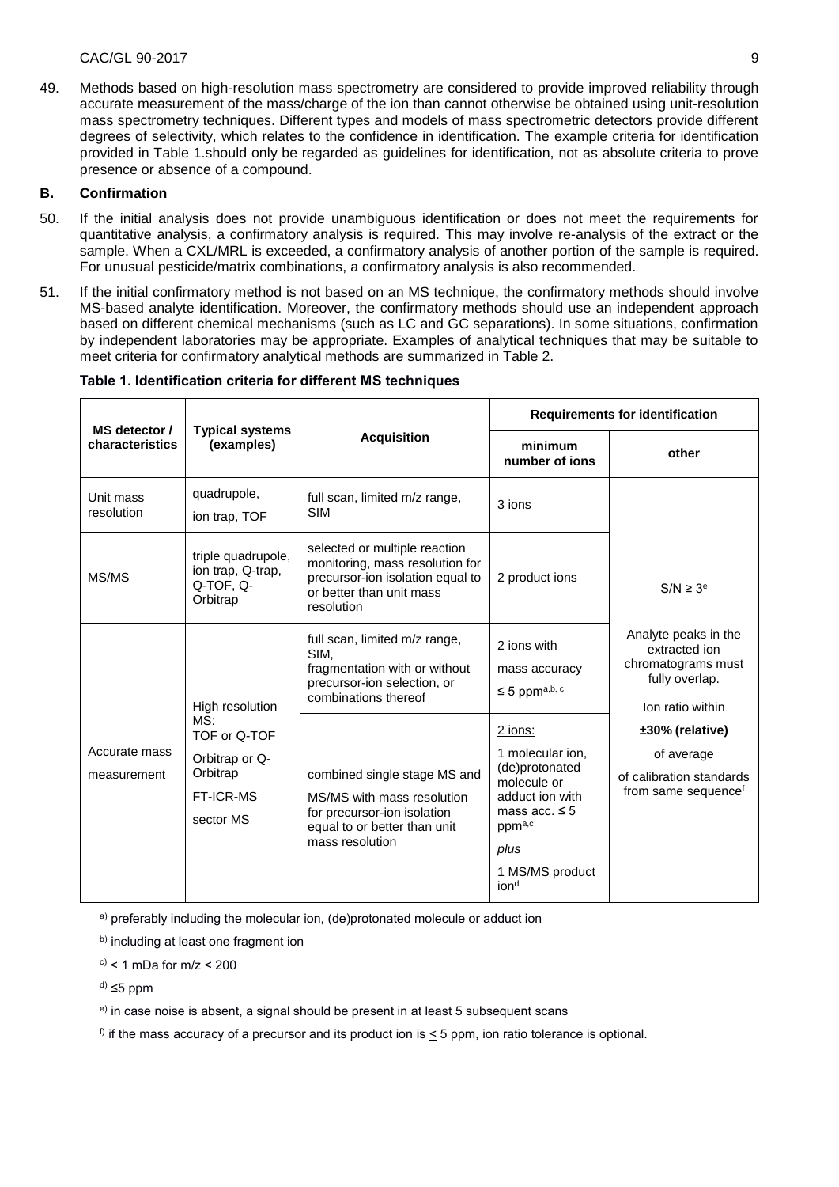49. Methods based on high-resolution mass spectrometry are considered to provide improved reliability through accurate measurement of the mass/charge of the ion than cannot otherwise be obtained using unit-resolution mass spectrometry techniques. Different types and models of mass spectrometric detectors provide different degrees of selectivity, which relates to the confidence in identification. The example criteria for identification provided in Table 1.should only be regarded as guidelines for identification, not as absolute criteria to prove presence or absence of a compound.

### B. Confirmation

50. If the initial analysis does not provide unambiguous identification or does not meet the requirements for quantitative analysis, a confirmatory analysis is required. This may involve re-analysis of the extract or the sample. When a CXL/MRL is exceeded, a confirmatory analysis of another portion of the sample is required. For unusual pesticide/matrix combinations, a confirmatory analysis is also recommended.

51. If the initial confirmatory method is not based on an MS technique, the confirmatory methods should involve MS-based analyte identification. Moreover, the confirmatory methods should use an independent approach based on different chemical mechanisms (such as LC and GC separations). In some situations, confirmation by independent laboratories may be appropriate. Examples of analytical techniques that may be suitable to meet criteria for confirmatory analytical methods are summarized in Table 2.

**Table 1. Identification criteria for different MS techniques**

| MS detector / characteristics | Typical systems (examples) | Acquisition | Requirements for identification | |
|---|---|---|---|---|
| | | | minimum number of ions | other |
| Unit mass resolution | quadrupole, ion trap, TOF | full scan, limited m/z range, SIM | 3 ions | S/N ≥ 3[e] |
| MS/MS | triple quadrupole, ion trap, Q-trap, Q-TOF, Q-Orbitrap | selected or multiple reaction monitoring, mass resolution for precursor-ion isolation equal to or better than unit mass resolution | 2 product ions | |
| Accurate mass measurement | High resolution MS: TOF or Q-TOF, Orbitrap or Q-Orbitrap, FT-ICR-MS, sector MS | full scan, limited m/z range, SIM, fragmentation with or without precursor-ion selection, or combinations thereof | 2 ions with mass accuracy ≤ 5 ppm[a,b,c] | Analyte peaks in the extracted ion chromatograms must fully overlap. Ion ratio within **±30% (relative)** of average of calibration standards from same sequence[f] |
| | | combined single stage MS and MS/MS with mass resolution for precursor-ion isolation equal to or better than unit mass resolution | 2 ions: 1 molecular ion, (de)protonated molecule or adduct ion with mass acc. ≤ 5 ppm[a,c] *plus* 1 MS/MS product ion[d] | |

[a)] preferably including the molecular ion, (de)protonated molecule or adduct ion

[b)] including at least one fragment ion

[c)] < 1 mDa for m/z < 200

[d)] ≤5 ppm

[e)] in case noise is absent, a signal should be present in at least 5 subsequent scans

[f)] if the mass accuracy of a precursor and its product ion is ≤ 5 ppm, ion ratio tolerance is optional.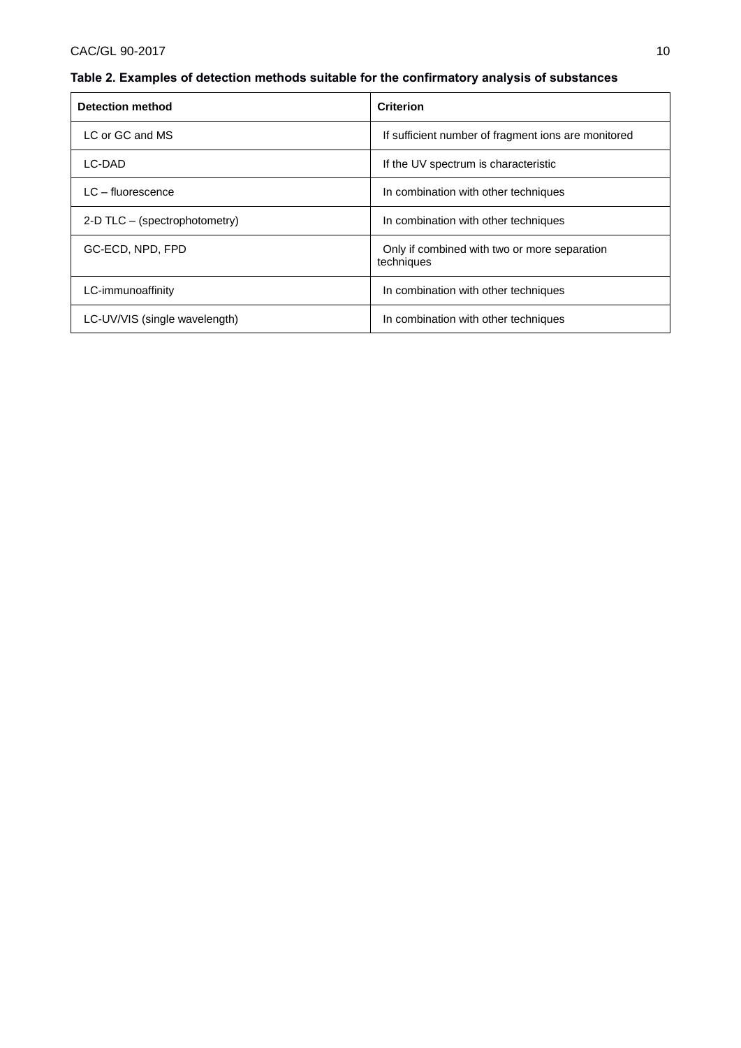**Table 2. Examples of detection methods suitable for the confirmatory analysis of substances**

| Detection method | Criterion |
| --- | --- |
| LC or GC and MS | If sufficient number of fragment ions are monitored |
| LC-DAD | If the UV spectrum is characteristic |
| LC – fluorescence | In combination with other techniques |
| 2-D TLC – (spectrophotometry) | In combination with other techniques |
| GC-ECD, NPD, FPD | Only if combined with two or more separation techniques |
| LC-immunoaffinity | In combination with other techniques |
| LC-UV/VIS (single wavelength) | In combination with other techniques |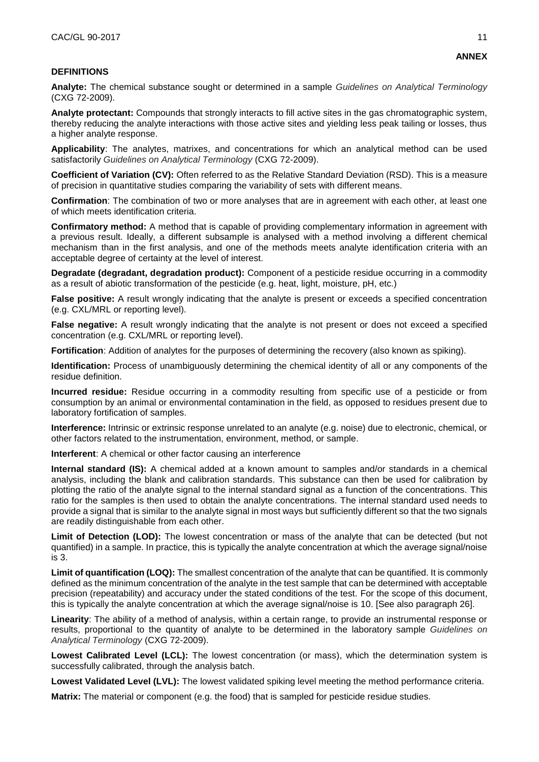**ANNEX**

**DEFINITIONS**

**Analyte:** The chemical substance sought or determined in a sample *Guidelines on Analytical Terminology* (CXG 72-2009).

**Analyte protectant:** Compounds that strongly interacts to fill active sites in the gas chromatographic system, thereby reducing the analyte interactions with those active sites and yielding less peak tailing or losses, thus a higher analyte response.

**Applicability**: The analytes, matrixes, and concentrations for which an analytical method can be used satisfactorily *Guidelines on Analytical Terminology* (CXG 72-2009).

**Coefficient of Variation (CV):** Often referred to as the Relative Standard Deviation (RSD). This is a measure of precision in quantitative studies comparing the variability of sets with different means.

**Confirmation**: The combination of two or more analyses that are in agreement with each other, at least one of which meets identification criteria.

**Confirmatory method:** A method that is capable of providing complementary information in agreement with a previous result. Ideally, a different subsample is analysed with a method involving a different chemical mechanism than in the first analysis, and one of the methods meets analyte identification criteria with an acceptable degree of certainty at the level of interest.

**Degradate (degradant, degradation product):** Component of a pesticide residue occurring in a commodity as a result of abiotic transformation of the pesticide (e.g. heat, light, moisture, pH, etc.)

**False positive:** A result wrongly indicating that the analyte is present or exceeds a specified concentration (e.g. CXL/MRL or reporting level).

**False negative:** A result wrongly indicating that the analyte is not present or does not exceed a specified concentration (e.g. CXL/MRL or reporting level).

**Fortification**: Addition of analytes for the purposes of determining the recovery (also known as spiking).

**Identification:** Process of unambiguously determining the chemical identity of all or any components of the residue definition.

**Incurred residue:** Residue occurring in a commodity resulting from specific use of a pesticide or from consumption by an animal or environmental contamination in the field, as opposed to residues present due to laboratory fortification of samples.

**Interference:** Intrinsic or extrinsic response unrelated to an analyte (e.g. noise) due to electronic, chemical, or other factors related to the instrumentation, environment, method, or sample.

**Interferent**: A chemical or other factor causing an interference

**Internal standard (IS):** A chemical added at a known amount to samples and/or standards in a chemical analysis, including the blank and calibration standards. This substance can then be used for calibration by plotting the ratio of the analyte signal to the internal standard signal as a function of the concentrations. This ratio for the samples is then used to obtain the analyte concentrations. The internal standard used needs to provide a signal that is similar to the analyte signal in most ways but sufficiently different so that the two signals are readily distinguishable from each other.

**Limit of Detection (LOD):** The lowest concentration or mass of the analyte that can be detected (but not quantified) in a sample. In practice, this is typically the analyte concentration at which the average signal/noise is 3.

**Limit of quantification (LOQ):** The smallest concentration of the analyte that can be quantified. It is commonly defined as the minimum concentration of the analyte in the test sample that can be determined with acceptable precision (repeatability) and accuracy under the stated conditions of the test. For the scope of this document, this is typically the analyte concentration at which the average signal/noise is 10. [See also paragraph 26].

**Linearity**: The ability of a method of analysis, within a certain range, to provide an instrumental response or results, proportional to the quantity of analyte to be determined in the laboratory sample *Guidelines on Analytical Terminology* (CXG 72-2009).

**Lowest Calibrated Level (LCL):** The lowest concentration (or mass), which the determination system is successfully calibrated, through the analysis batch.

**Lowest Validated Level (LVL):** The lowest validated spiking level meeting the method performance criteria.

**Matrix:** The material or component (e.g. the food) that is sampled for pesticide residue studies.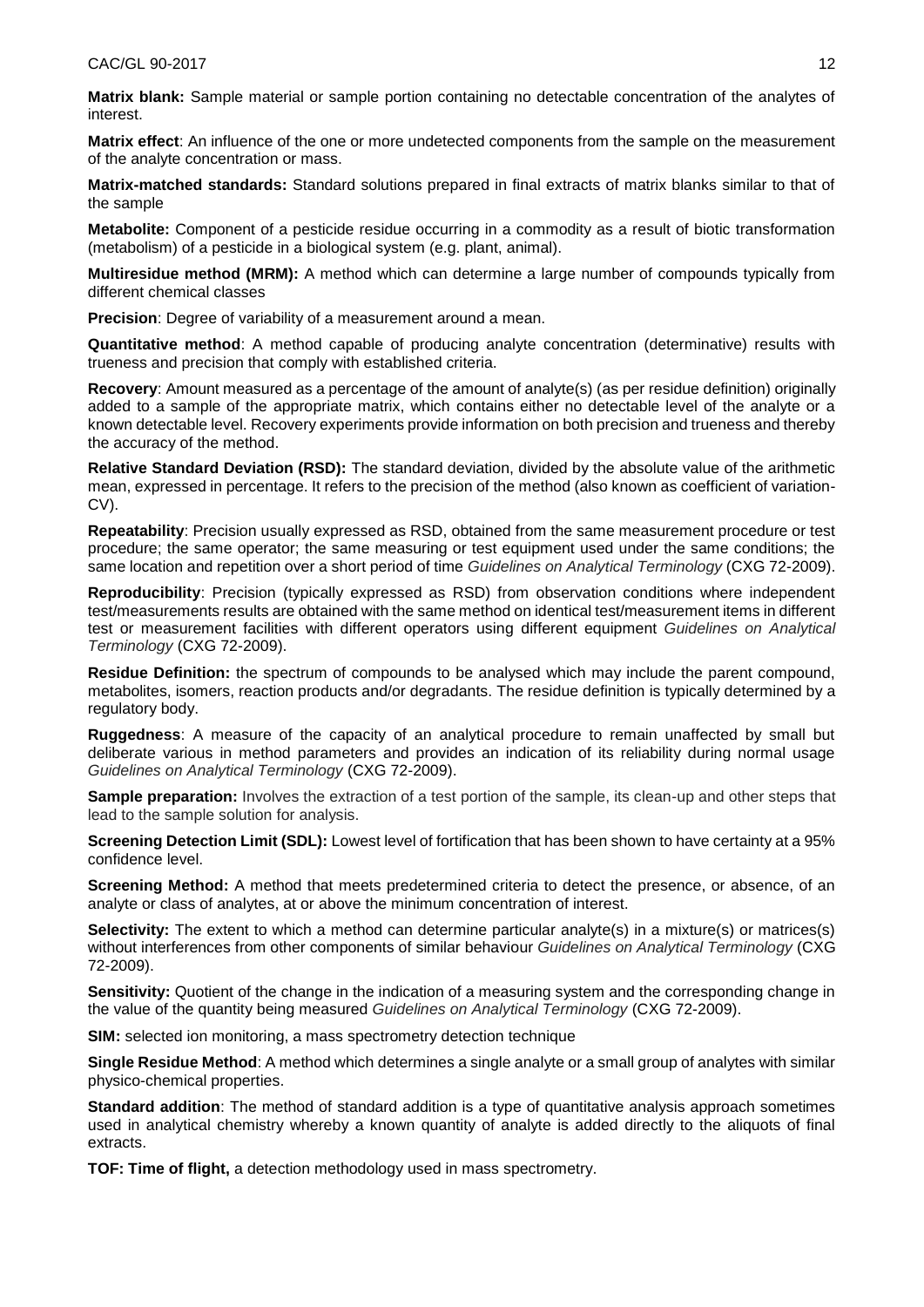**Matrix blank:** Sample material or sample portion containing no detectable concentration of the analytes of interest.

**Matrix effect**: An influence of the one or more undetected components from the sample on the measurement of the analyte concentration or mass.

**Matrix-matched standards:** Standard solutions prepared in final extracts of matrix blanks similar to that of the sample

**Metabolite:** Component of a pesticide residue occurring in a commodity as a result of biotic transformation (metabolism) of a pesticide in a biological system (e.g. plant, animal).

**Multiresidue method (MRM):** A method which can determine a large number of compounds typically from different chemical classes

**Precision**: Degree of variability of a measurement around a mean.

**Quantitative method**: A method capable of producing analyte concentration (determinative) results with trueness and precision that comply with established criteria.

**Recovery**: Amount measured as a percentage of the amount of analyte(s) (as per residue definition) originally added to a sample of the appropriate matrix, which contains either no detectable level of the analyte or a known detectable level. Recovery experiments provide information on both precision and trueness and thereby the accuracy of the method.

**Relative Standard Deviation (RSD):** The standard deviation, divided by the absolute value of the arithmetic mean, expressed in percentage. It refers to the precision of the method (also known as coefficient of variation-CV).

**Repeatability**: Precision usually expressed as RSD, obtained from the same measurement procedure or test procedure; the same operator; the same measuring or test equipment used under the same conditions; the same location and repetition over a short period of time *Guidelines on Analytical Terminology* (CXG 72-2009).

**Reproducibility**: Precision (typically expressed as RSD) from observation conditions where independent test/measurements results are obtained with the same method on identical test/measurement items in different test or measurement facilities with different operators using different equipment *Guidelines on Analytical Terminology* (CXG 72-2009).

**Residue Definition:** the spectrum of compounds to be analysed which may include the parent compound, metabolites, isomers, reaction products and/or degradants. The residue definition is typically determined by a regulatory body.

**Ruggedness**: A measure of the capacity of an analytical procedure to remain unaffected by small but deliberate various in method parameters and provides an indication of its reliability during normal usage *Guidelines on Analytical Terminology* (CXG 72-2009).

**Sample preparation:** Involves the extraction of a test portion of the sample, its clean-up and other steps that lead to the sample solution for analysis.

**Screening Detection Limit (SDL):** Lowest level of fortification that has been shown to have certainty at a 95% confidence level.

**Screening Method:** A method that meets predetermined criteria to detect the presence, or absence, of an analyte or class of analytes, at or above the minimum concentration of interest.

**Selectivity:** The extent to which a method can determine particular analyte(s) in a mixture(s) or matrices(s) without interferences from other components of similar behaviour *Guidelines on Analytical Terminology* (CXG 72-2009).

**Sensitivity:** Quotient of the change in the indication of a measuring system and the corresponding change in the value of the quantity being measured *Guidelines on Analytical Terminology* (CXG 72-2009).

**SIM:** selected ion monitoring, a mass spectrometry detection technique

**Single Residue Method**: A method which determines a single analyte or a small group of analytes with similar physico-chemical properties.

**Standard addition**: The method of standard addition is a type of quantitative analysis approach sometimes used in analytical chemistry whereby a known quantity of analyte is added directly to the aliquots of final extracts.

**TOF: Time of flight,** a detection methodology used in mass spectrometry.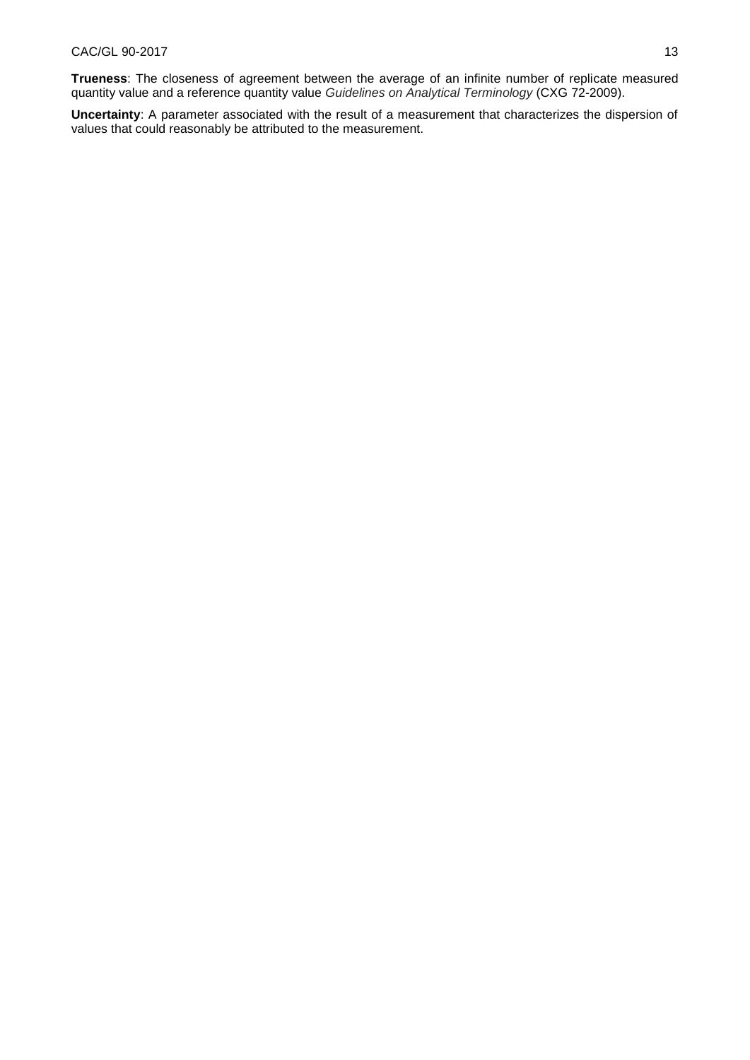**Trueness**: The closeness of agreement between the average of an infinite number of replicate measured quantity value and a reference quantity value *Guidelines on Analytical Terminology* (CXG 72-2009).

**Uncertainty**: A parameter associated with the result of a measurement that characterizes the dispersion of values that could reasonably be attributed to the measurement.